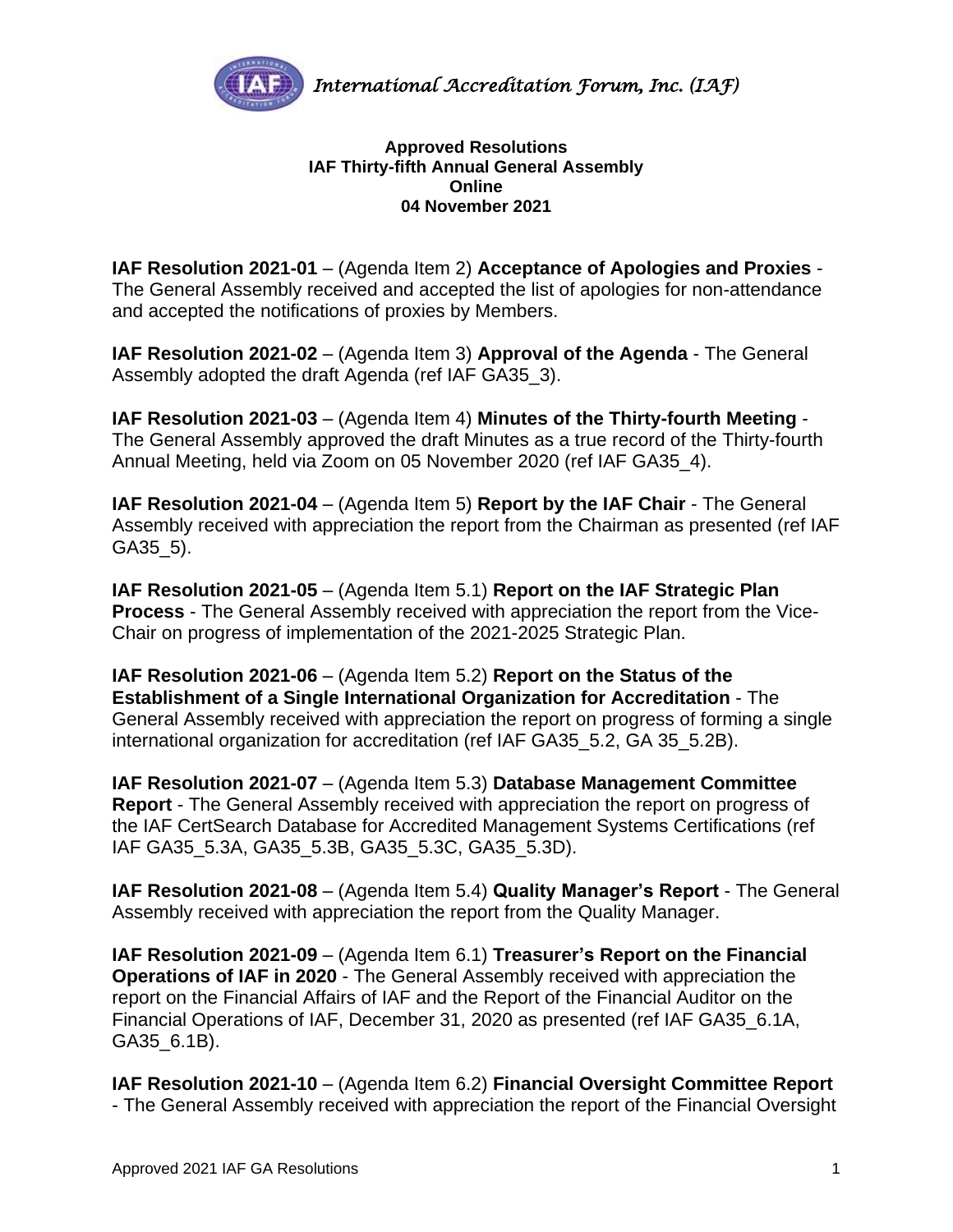*International Accreditation Forum, Inc. (IAF)*

**Approved Resolutions**
**IAF Thirty-fifth Annual General Assembly**
**Online**
**04 November 2021**

**IAF Resolution 2021-01** – (Agenda Item 2) **Acceptance of Apologies and Proxies** - The General Assembly received and accepted the list of apologies for non-attendance and accepted the notifications of proxies by Members.

**IAF Resolution 2021-02** – (Agenda Item 3) **Approval of the Agenda** - The General Assembly adopted the draft Agenda (ref IAF GA35_3).

**IAF Resolution 2021-03** – (Agenda Item 4) **Minutes of the Thirty-fourth Meeting** - The General Assembly approved the draft Minutes as a true record of the Thirty-fourth Annual Meeting, held via Zoom on 05 November 2020 (ref IAF GA35_4).

**IAF Resolution 2021-04** – (Agenda Item 5) **Report by the IAF Chair** - The General Assembly received with appreciation the report from the Chairman as presented (ref IAF GA35_5).

**IAF Resolution 2021-05** – (Agenda Item 5.1) **Report on the IAF Strategic Plan Process** - The General Assembly received with appreciation the report from the Vice-Chair on progress of implementation of the 2021-2025 Strategic Plan.

**IAF Resolution 2021-06** – (Agenda Item 5.2) **Report on the Status of the Establishment of a Single International Organization for Accreditation** - The General Assembly received with appreciation the report on progress of forming a single international organization for accreditation (ref IAF GA35_5.2, GA 35_5.2B).

**IAF Resolution 2021-07** – (Agenda Item 5.3) **Database Management Committee Report** - The General Assembly received with appreciation the report on progress of the IAF CertSearch Database for Accredited Management Systems Certifications (ref IAF GA35_5.3A, GA35_5.3B, GA35_5.3C, GA35_5.3D).

**IAF Resolution 2021-08** – (Agenda Item 5.4) **Quality Manager's Report** - The General Assembly received with appreciation the report from the Quality Manager.

**IAF Resolution 2021-09** – (Agenda Item 6.1) **Treasurer's Report on the Financial Operations of IAF in 2020** - The General Assembly received with appreciation the report on the Financial Affairs of IAF and the Report of the Financial Auditor on the Financial Operations of IAF, December 31, 2020 as presented (ref IAF GA35_6.1A, GA35_6.1B).

**IAF Resolution 2021-10** – (Agenda Item 6.2) **Financial Oversight Committee Report** - The General Assembly received with appreciation the report of the Financial Oversight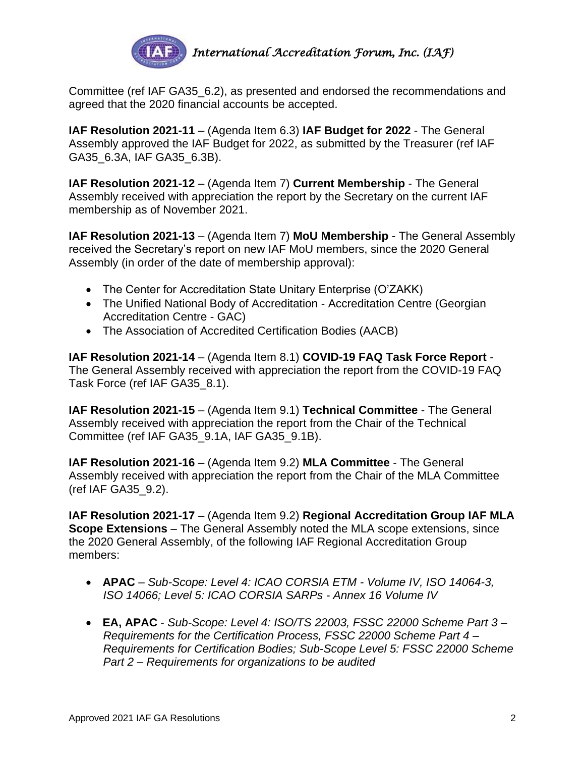Committee (ref IAF GA35_6.2), as presented and endorsed the recommendations and agreed that the 2020 financial accounts be accepted.

**IAF Resolution 2021-11** – (Agenda Item 6.3) **IAF Budget for 2022** - The General Assembly approved the IAF Budget for 2022, as submitted by the Treasurer (ref IAF GA35_6.3A, IAF GA35_6.3B).

**IAF Resolution 2021-12** – (Agenda Item 7) **Current Membership** - The General Assembly received with appreciation the report by the Secretary on the current IAF membership as of November 2021.

**IAF Resolution 2021-13** – (Agenda Item 7) **MoU Membership** - The General Assembly received the Secretary's report on new IAF MoU members, since the 2020 General Assembly (in order of the date of membership approval):

- The Center for Accreditation State Unitary Enterprise (O'ZAKK)
- The Unified National Body of Accreditation - Accreditation Centre (Georgian Accreditation Centre - GAC)
- The Association of Accredited Certification Bodies (AACB)

**IAF Resolution 2021-14** – (Agenda Item 8.1) **COVID-19 FAQ Task Force Report** - The General Assembly received with appreciation the report from the COVID-19 FAQ Task Force (ref IAF GA35_8.1).

**IAF Resolution 2021-15** – (Agenda Item 9.1) **Technical Committee** - The General Assembly received with appreciation the report from the Chair of the Technical Committee (ref IAF GA35_9.1A, IAF GA35_9.1B).

**IAF Resolution 2021-16** – (Agenda Item 9.2) **MLA Committee** - The General Assembly received with appreciation the report from the Chair of the MLA Committee (ref IAF GA35_9.2).

**IAF Resolution 2021-17** – (Agenda Item 9.2) **Regional Accreditation Group IAF MLA Scope Extensions** – The General Assembly noted the MLA scope extensions, since the 2020 General Assembly, of the following IAF Regional Accreditation Group members:

- **APAC** – *Sub-Scope: Level 4: ICAO CORSIA ETM - Volume IV, ISO 14064-3, ISO 14066; Level 5: ICAO CORSIA SARPs - Annex 16 Volume IV*
- **EA, APAC** - *Sub-Scope: Level 4: ISO/TS 22003, FSSC 22000 Scheme Part 3 – Requirements for the Certification Process, FSSC 22000 Scheme Part 4 – Requirements for Certification Bodies; Sub-Scope Level 5: FSSC 22000 Scheme Part 2 – Requirements for organizations to be audited*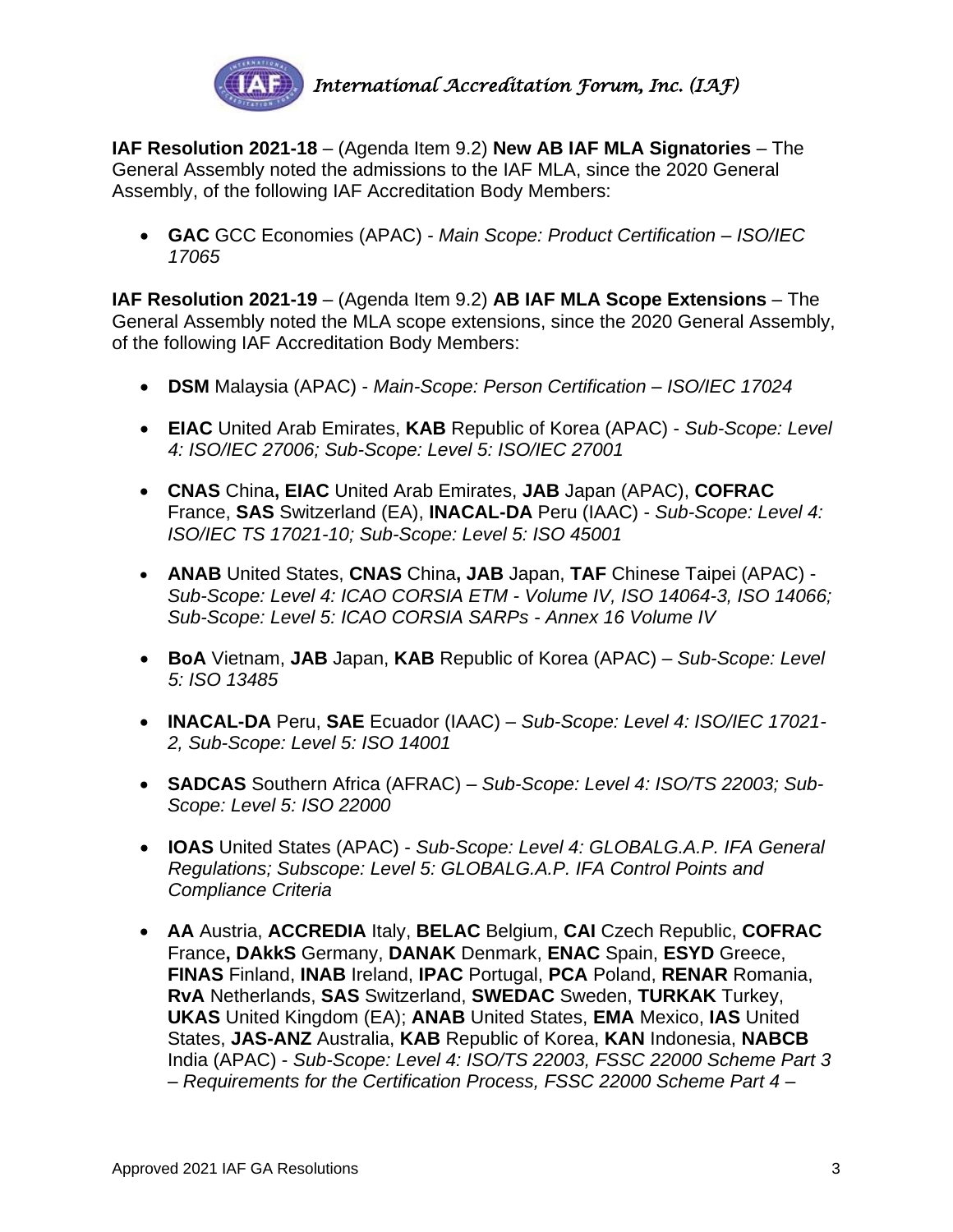**IAF Resolution 2021-18** – (Agenda Item 9.2) **New AB IAF MLA Signatories** – The General Assembly noted the admissions to the IAF MLA, since the 2020 General Assembly, of the following IAF Accreditation Body Members:

- **GAC** GCC Economies (APAC) - *Main Scope: Product Certification – ISO/IEC 17065*

**IAF Resolution 2021-19** – (Agenda Item 9.2) **AB IAF MLA Scope Extensions** – The General Assembly noted the MLA scope extensions, since the 2020 General Assembly, of the following IAF Accreditation Body Members:

- **DSM** Malaysia (APAC) - *Main-Scope: Person Certification – ISO/IEC 17024*
- **EIAC** United Arab Emirates, **KAB** Republic of Korea (APAC) - *Sub-Scope: Level 4: ISO/IEC 27006; Sub-Scope: Level 5: ISO/IEC 27001*
- **CNAS** China**, EIAC** United Arab Emirates, **JAB** Japan (APAC), **COFRAC** France, **SAS** Switzerland (EA), **INACAL-DA** Peru (IAAC) - *Sub-Scope: Level 4: ISO/IEC TS 17021-10; Sub-Scope: Level 5: ISO 45001*
- **ANAB** United States, **CNAS** China**, JAB** Japan, **TAF** Chinese Taipei (APAC) - *Sub-Scope: Level 4: ICAO CORSIA ETM - Volume IV, ISO 14064-3, ISO 14066; Sub-Scope: Level 5: ICAO CORSIA SARPs - Annex 16 Volume IV*
- **BoA** Vietnam, **JAB** Japan, **KAB** Republic of Korea (APAC) – *Sub-Scope: Level 5: ISO 13485*
- **INACAL-DA** Peru, **SAE** Ecuador (IAAC) – *Sub-Scope: Level 4: ISO/IEC 17021-2, Sub-Scope: Level 5: ISO 14001*
- **SADCAS** Southern Africa (AFRAC) – *Sub-Scope: Level 4: ISO/TS 22003; Sub-Scope: Level 5: ISO 22000*
- **IOAS** United States (APAC) - *Sub-Scope: Level 4: GLOBALG.A.P. IFA General Regulations; Subscope: Level 5: GLOBALG.A.P. IFA Control Points and Compliance Criteria*
- **AA** Austria, **ACCREDIA** Italy, **BELAC** Belgium, **CAI** Czech Republic, **COFRAC** France**, DAkkS** Germany, **DANAK** Denmark, **ENAC** Spain, **ESYD** Greece, **FINAS** Finland, **INAB** Ireland, **IPAC** Portugal, **PCA** Poland, **RENAR** Romania, **RvA** Netherlands, **SAS** Switzerland, **SWEDAC** Sweden, **TURKAK** Turkey, **UKAS** United Kingdom (EA); **ANAB** United States, **EMA** Mexico, **IAS** United States, **JAS-ANZ** Australia, **KAB** Republic of Korea, **KAN** Indonesia, **NABCB** India (APAC) - *Sub-Scope: Level 4: ISO/TS 22003, FSSC 22000 Scheme Part 3 – Requirements for the Certification Process, FSSC 22000 Scheme Part 4 –*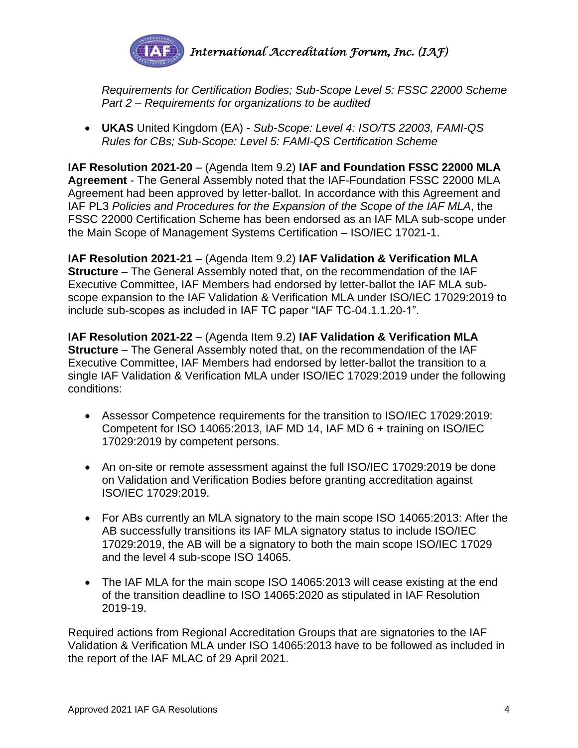*Requirements for Certification Bodies; Sub-Scope Level 5: FSSC 22000 Scheme Part 2 – Requirements for organizations to be audited*

- **UKAS** United Kingdom (EA) - *Sub-Scope: Level 4: ISO/TS 22003, FAMI-QS Rules for CBs; Sub-Scope: Level 5: FAMI-QS Certification Scheme*

**IAF Resolution 2021-20** – (Agenda Item 9.2) **IAF and Foundation FSSC 22000 MLA Agreement** - The General Assembly noted that the IAF-Foundation FSSC 22000 MLA Agreement had been approved by letter-ballot. In accordance with this Agreement and IAF PL3 *Policies and Procedures for the Expansion of the Scope of the IAF MLA*, the FSSC 22000 Certification Scheme has been endorsed as an IAF MLA sub-scope under the Main Scope of Management Systems Certification – ISO/IEC 17021-1.

**IAF Resolution 2021-21** – (Agenda Item 9.2) **IAF Validation & Verification MLA Structure** – The General Assembly noted that, on the recommendation of the IAF Executive Committee, IAF Members had endorsed by letter-ballot the IAF MLA sub-scope expansion to the IAF Validation & Verification MLA under ISO/IEC 17029:2019 to include sub-scopes as included in IAF TC paper "IAF TC-04.1.1.20-1".

**IAF Resolution 2021-22** – (Agenda Item 9.2) **IAF Validation & Verification MLA Structure** – The General Assembly noted that, on the recommendation of the IAF Executive Committee, IAF Members had endorsed by letter-ballot the transition to a single IAF Validation & Verification MLA under ISO/IEC 17029:2019 under the following conditions:

- Assessor Competence requirements for the transition to ISO/IEC 17029:2019: Competent for ISO 14065:2013, IAF MD 14, IAF MD 6 + training on ISO/IEC 17029:2019 by competent persons.
- An on-site or remote assessment against the full ISO/IEC 17029:2019 be done on Validation and Verification Bodies before granting accreditation against ISO/IEC 17029:2019.
- For ABs currently an MLA signatory to the main scope ISO 14065:2013: After the AB successfully transitions its IAF MLA signatory status to include ISO/IEC 17029:2019, the AB will be a signatory to both the main scope ISO/IEC 17029 and the level 4 sub-scope ISO 14065.
- The IAF MLA for the main scope ISO 14065:2013 will cease existing at the end of the transition deadline to ISO 14065:2020 as stipulated in IAF Resolution 2019-19.

Required actions from Regional Accreditation Groups that are signatories to the IAF Validation & Verification MLA under ISO 14065:2013 have to be followed as included in the report of the IAF MLAC of 29 April 2021.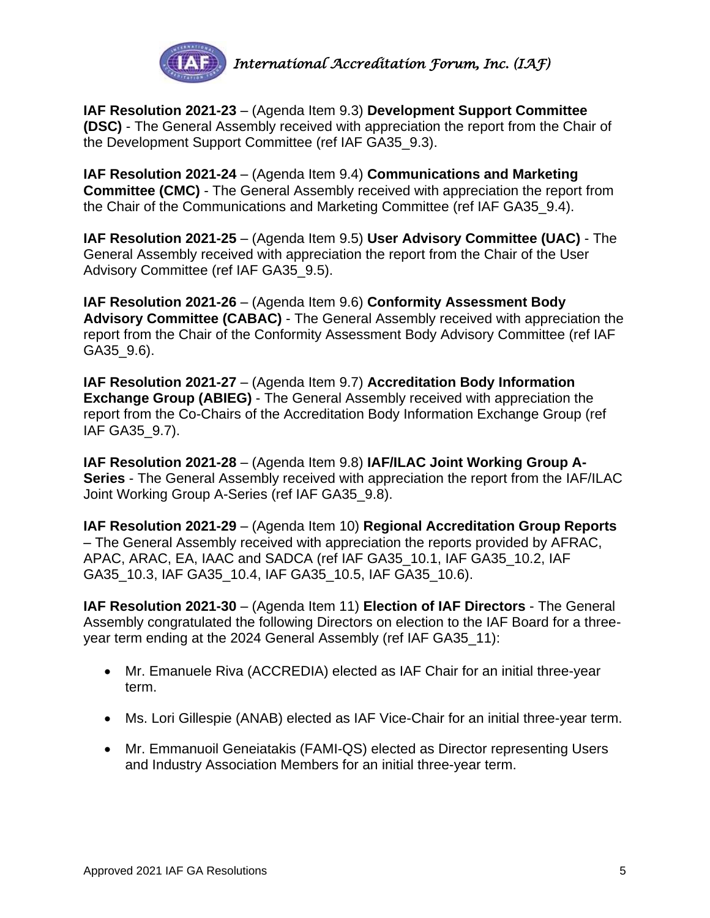**IAF Resolution 2021-23** – (Agenda Item 9.3) **Development Support Committee (DSC)** - The General Assembly received with appreciation the report from the Chair of the Development Support Committee (ref IAF GA35_9.3).

**IAF Resolution 2021-24** – (Agenda Item 9.4) **Communications and Marketing Committee (CMC)** - The General Assembly received with appreciation the report from the Chair of the Communications and Marketing Committee (ref IAF GA35_9.4).

**IAF Resolution 2021-25** – (Agenda Item 9.5) **User Advisory Committee (UAC)** - The General Assembly received with appreciation the report from the Chair of the User Advisory Committee (ref IAF GA35_9.5).

**IAF Resolution 2021-26** – (Agenda Item 9.6) **Conformity Assessment Body Advisory Committee (CABAC)** - The General Assembly received with appreciation the report from the Chair of the Conformity Assessment Body Advisory Committee (ref IAF GA35_9.6).

**IAF Resolution 2021-27** – (Agenda Item 9.7) **Accreditation Body Information Exchange Group (ABIEG)** - The General Assembly received with appreciation the report from the Co-Chairs of the Accreditation Body Information Exchange Group (ref IAF GA35_9.7).

**IAF Resolution 2021-28** – (Agenda Item 9.8) **IAF/ILAC Joint Working Group A-Series** - The General Assembly received with appreciation the report from the IAF/ILAC Joint Working Group A-Series (ref IAF GA35_9.8).

**IAF Resolution 2021-29** – (Agenda Item 10) **Regional Accreditation Group Reports** – The General Assembly received with appreciation the reports provided by AFRAC, APAC, ARAC, EA, IAAC and SADCA (ref IAF GA35_10.1, IAF GA35_10.2, IAF GA35_10.3, IAF GA35_10.4, IAF GA35_10.5, IAF GA35_10.6).

**IAF Resolution 2021-30** – (Agenda Item 11) **Election of IAF Directors** - The General Assembly congratulated the following Directors on election to the IAF Board for a three-year term ending at the 2024 General Assembly (ref IAF GA35_11):

- Mr. Emanuele Riva (ACCREDIA) elected as IAF Chair for an initial three-year term.
- Ms. Lori Gillespie (ANAB) elected as IAF Vice-Chair for an initial three-year term.
- Mr. Emmanuoil Geneiatakis (FAMI-QS) elected as Director representing Users and Industry Association Members for an initial three-year term.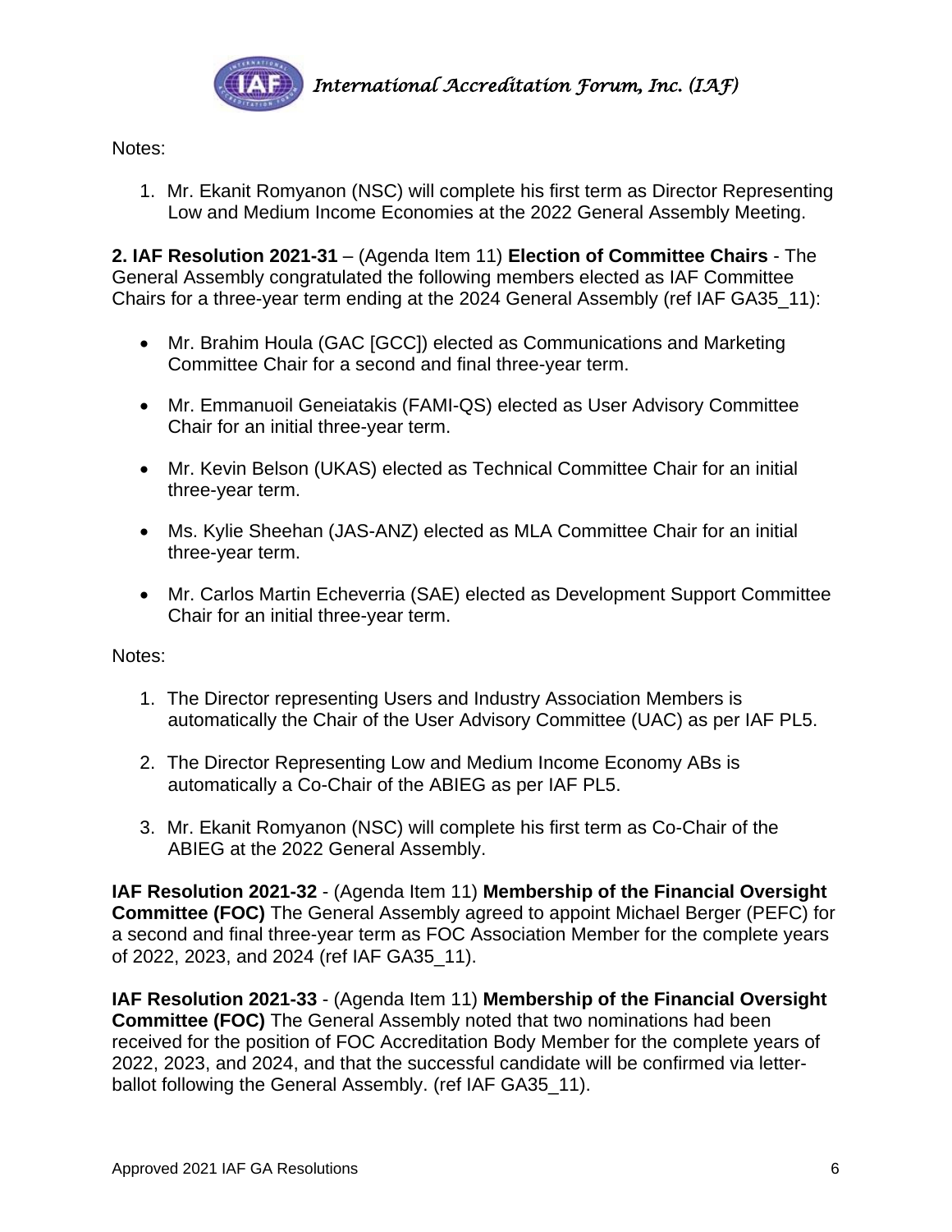Notes:

1. Mr. Ekanit Romyanon (NSC) will complete his first term as Director Representing Low and Medium Income Economies at the 2022 General Assembly Meeting.

**2. IAF Resolution 2021-31** – (Agenda Item 11) **Election of Committee Chairs** - The General Assembly congratulated the following members elected as IAF Committee Chairs for a three-year term ending at the 2024 General Assembly (ref IAF GA35_11):

- Mr. Brahim Houla (GAC [GCC]) elected as Communications and Marketing Committee Chair for a second and final three-year term.
- Mr. Emmanuoil Geneiatakis (FAMI-QS) elected as User Advisory Committee Chair for an initial three-year term.
- Mr. Kevin Belson (UKAS) elected as Technical Committee Chair for an initial three-year term.
- Ms. Kylie Sheehan (JAS-ANZ) elected as MLA Committee Chair for an initial three-year term.
- Mr. Carlos Martin Echeverria (SAE) elected as Development Support Committee Chair for an initial three-year term.

Notes:

1. The Director representing Users and Industry Association Members is automatically the Chair of the User Advisory Committee (UAC) as per IAF PL5.
2. The Director Representing Low and Medium Income Economy ABs is automatically a Co-Chair of the ABIEG as per IAF PL5.
3. Mr. Ekanit Romyanon (NSC) will complete his first term as Co-Chair of the ABIEG at the 2022 General Assembly.

**IAF Resolution 2021-32** - (Agenda Item 11) **Membership of the Financial Oversight Committee (FOC)** The General Assembly agreed to appoint Michael Berger (PEFC) for a second and final three-year term as FOC Association Member for the complete years of 2022, 2023, and 2024 (ref IAF GA35_11).

**IAF Resolution 2021-33** - (Agenda Item 11) **Membership of the Financial Oversight Committee (FOC)** The General Assembly noted that two nominations had been received for the position of FOC Accreditation Body Member for the complete years of 2022, 2023, and 2024, and that the successful candidate will be confirmed via letter-ballot following the General Assembly. (ref IAF GA35_11).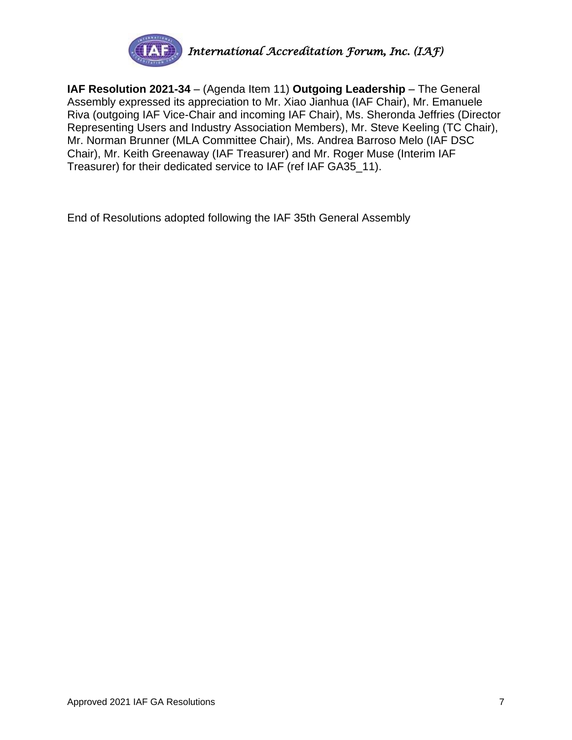**IAF Resolution 2021-34** – (Agenda Item 11) **Outgoing Leadership** – The General Assembly expressed its appreciation to Mr. Xiao Jianhua (IAF Chair), Mr. Emanuele Riva (outgoing IAF Vice-Chair and incoming IAF Chair), Ms. Sheronda Jeffries (Director Representing Users and Industry Association Members), Mr. Steve Keeling (TC Chair), Mr. Norman Brunner (MLA Committee Chair), Ms. Andrea Barroso Melo (IAF DSC Chair), Mr. Keith Greenaway (IAF Treasurer) and Mr. Roger Muse (Interim IAF Treasurer) for their dedicated service to IAF (ref IAF GA35_11).

End of Resolutions adopted following the IAF 35th General Assembly